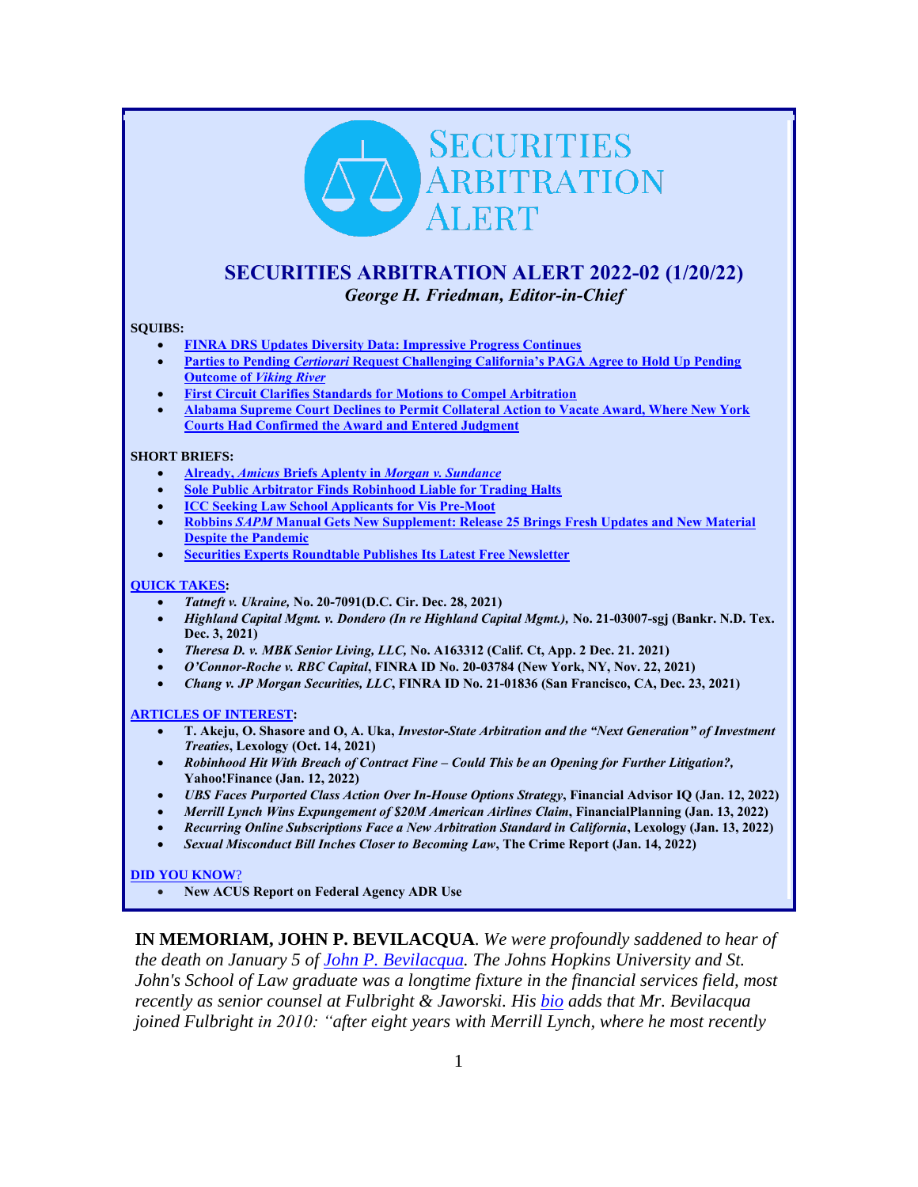# SECURITIES ARBITRATION ALERT

## SECURITIES ARBITRATION ALERT 2022-02 (1/20/22)

*George H. Friedman, Editor-in-Chief*

**SQUIBS:**

- **FINRA DRS Updates Diversity Data: Impressive Progress Continues**
- **Parties to Pending *Certiorari* Request Challenging California's PAGA Agree to Hold Up Pending Outcome of *Viking River***
- **First Circuit Clarifies Standards for Motions to Compel Arbitration**
- **Alabama Supreme Court Declines to Permit Collateral Action to Vacate Award, Where New York Courts Had Confirmed the Award and Entered Judgment**

**SHORT BRIEFS:**

- **Already, *Amicus* Briefs Aplenty in *Morgan v. Sundance***
- **Sole Public Arbitrator Finds Robinhood Liable for Trading Halts**
- **ICC Seeking Law School Applicants for Vis Pre-Moot**
- **Robbins *SAPM* Manual Gets New Supplement: Release 25 Brings Fresh Updates and New Material Despite the Pandemic**
- **Securities Experts Roundtable Publishes Its Latest Free Newsletter**

**QUICK TAKES:**

- ***Tatneft v. Ukraine,* No. 20-7091(D.C. Cir. Dec. 28, 2021)**
- ***Highland Capital Mgmt. v. Dondero (In re Highland Capital Mgmt.),* No. 21-03007-sgj (Bankr. N.D. Tex. Dec. 3, 2021)**
- ***Theresa D. v. MBK Senior Living, LLC,* No. A163312 (Calif. Ct, App. 2 Dec. 21. 2021)**
- ***O'Connor-Roche v. RBC Capital*, FINRA ID No. 20-03784 (New York, NY, Nov. 22, 2021)**
- ***Chang v. JP Morgan Securities, LLC*, FINRA ID No. 21-01836 (San Francisco, CA, Dec. 23, 2021)**

**ARTICLES OF INTEREST:**

- **T. Akeju, O. Shasore and O, A. Uka, *Investor-State Arbitration and the "Next Generation" of Investment Treaties*, Lexology (Oct. 14, 2021)**
- ***Robinhood Hit With Breach of Contract Fine – Could This be an Opening for Further Litigation?,* Yahoo!Finance (Jan. 12, 2022)**
- ***UBS Faces Purported Class Action Over In-House Options Strategy*, Financial Advisor IQ (Jan. 12, 2022)**
- ***Merrill Lynch Wins Expungement of $20M American Airlines Claim*, FinancialPlanning (Jan. 13, 2022)**
- ***Recurring Online Subscriptions Face a New Arbitration Standard in California*, Lexology (Jan. 13, 2022)**
- ***Sexual Misconduct Bill Inches Closer to Becoming Law*, The Crime Report (Jan. 14, 2022)**

**DID YOU KNOW?**

- **New ACUS Report on Federal Agency ADR Use**

**IN MEMORIAM, JOHN P. BEVILACQUA**. *We were profoundly saddened to hear of the death on January 5 of John P. Bevilacqua. The Johns Hopkins University and St. John's School of Law graduate was a longtime fixture in the financial services field, most recently as senior counsel at Fulbright & Jaworski. His bio adds that Mr. Bevilacqua joined Fulbright in 2010: "after eight years with Merrill Lynch, where he most recently*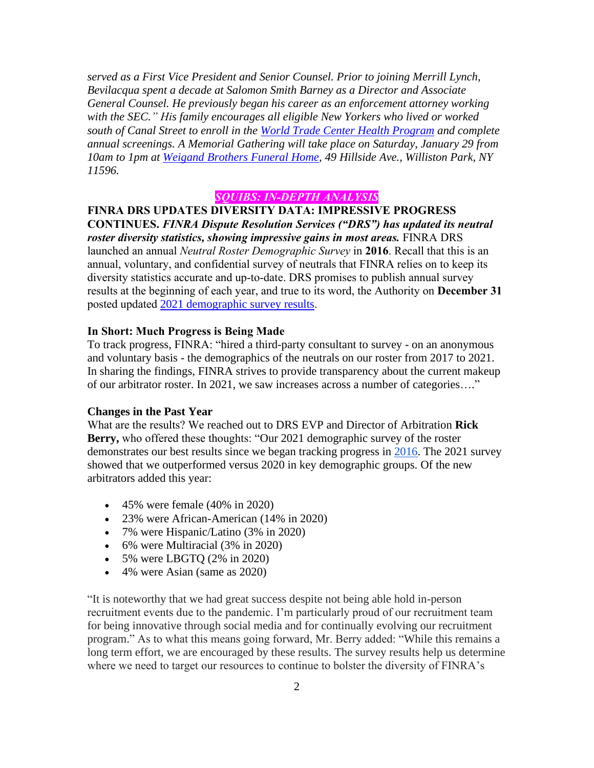*served as a First Vice President and Senior Counsel. Prior to joining Merrill Lynch, Bevilacqua spent a decade at Salomon Smith Barney as a Director and Associate General Counsel. He previously began his career as an enforcement attorney working with the SEC." His family encourages all eligible New Yorkers who lived or worked south of Canal Street to enroll in the World Trade Center Health Program and complete annual screenings. A Memorial Gathering will take place on Saturday, January 29 from 10am to 1pm at Weigand Brothers Funeral Home, 49 Hillside Ave., Williston Park, NY 11596.*

***SQUIBS: IN-DEPTH ANALYSIS***

**FINRA DRS UPDATES DIVERSITY DATA: IMPRESSIVE PROGRESS CONTINUES.** ***FINRA Dispute Resolution Services ("DRS") has updated its neutral roster diversity statistics, showing impressive gains in most areas.*** FINRA DRS launched an annual *Neutral Roster Demographic Survey* in **2016**. Recall that this is an annual, voluntary, and confidential survey of neutrals that FINRA relies on to keep its diversity statistics accurate and up-to-date. DRS promises to publish annual survey results at the beginning of each year, and true to its word, the Authority on **December 31** posted updated 2021 demographic survey results.

**In Short: Much Progress is Being Made**

To track progress, FINRA: "hired a third-party consultant to survey - on an anonymous and voluntary basis - the demographics of the neutrals on our roster from 2017 to 2021. In sharing the findings, FINRA strives to provide transparency about the current makeup of our arbitrator roster. In 2021, we saw increases across a number of categories…."

**Changes in the Past Year**

What are the results? We reached out to DRS EVP and Director of Arbitration **Rick Berry,** who offered these thoughts: "Our 2021 demographic survey of the roster demonstrates our best results since we began tracking progress in 2016. The 2021 survey showed that we outperformed versus 2020 in key demographic groups. Of the new arbitrators added this year:

- 45% were female (40% in 2020)
- 23% were African-American (14% in 2020)
- 7% were Hispanic/Latino (3% in 2020)
- 6% were Multiracial (3% in 2020)
- 5% were LBGTQ (2% in 2020)
- 4% were Asian (same as 2020)

"It is noteworthy that we had great success despite not being able hold in-person recruitment events due to the pandemic. I'm particularly proud of our recruitment team for being innovative through social media and for continually evolving our recruitment program." As to what this means going forward, Mr. Berry added: "While this remains a long term effort, we are encouraged by these results. The survey results help us determine where we need to target our resources to continue to bolster the diversity of FINRA's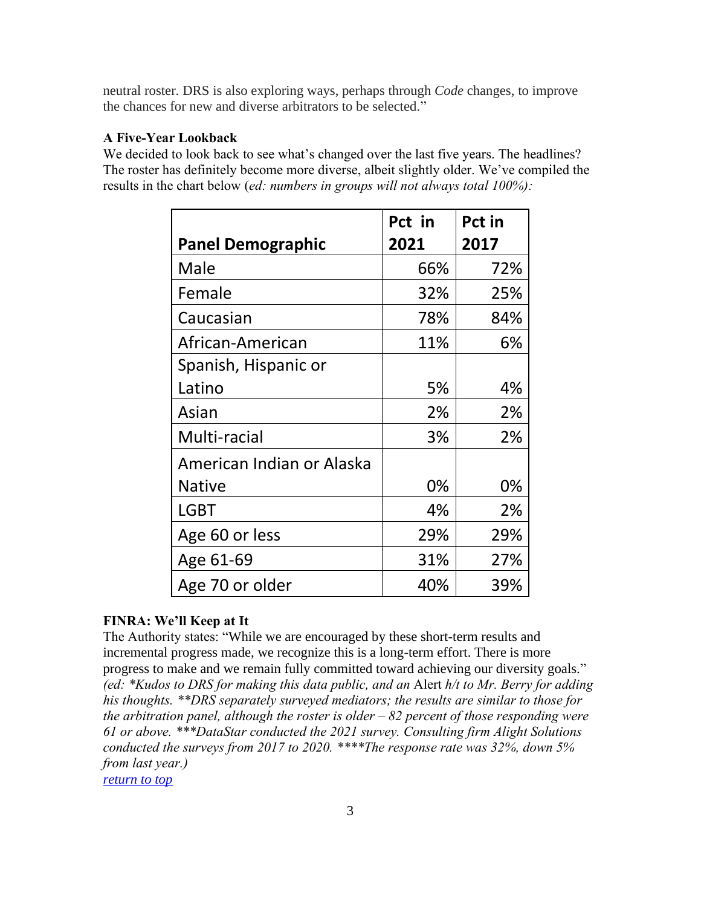neutral roster. DRS is also exploring ways, perhaps through *Code* changes, to improve the chances for new and diverse arbitrators to be selected."

**A Five-Year Lookback**

We decided to look back to see what's changed over the last five years. The headlines? The roster has definitely become more diverse, albeit slightly older. We've compiled the results in the chart below (*ed: numbers in groups will not always total 100%):*

| Panel Demographic | Pct in 2021 | Pct in 2017 |
|---|---|---|
| Male | 66% | 72% |
| Female | 32% | 25% |
| Caucasian | 78% | 84% |
| African-American | 11% | 6% |
| Spanish, Hispanic or Latino | 5% | 4% |
| Asian | 2% | 2% |
| Multi-racial | 3% | 2% |
| American Indian or Alaska Native | 0% | 0% |
| LGBT | 4% | 2% |
| Age 60 or less | 29% | 29% |
| Age 61-69 | 31% | 27% |
| Age 70 or older | 40% | 39% |

**FINRA: We'll Keep at It**

The Authority states: "While we are encouraged by these short-term results and incremental progress made, we recognize this is a long-term effort. There is more progress to make and we remain fully committed toward achieving our diversity goals." *(ed: *Kudos to DRS for making this data public, and an* Alert *h/t to Mr. Berry for adding his thoughts. **DRS separately surveyed mediators; the results are similar to those for the arbitration panel, although the roster is older – 82 percent of those responding were 61 or above. ***DataStar conducted the 2021 survey. Consulting firm Alight Solutions conducted the surveys from 2017 to 2020. ****The response rate was 32%, down 5% from last year.)*

[return to top]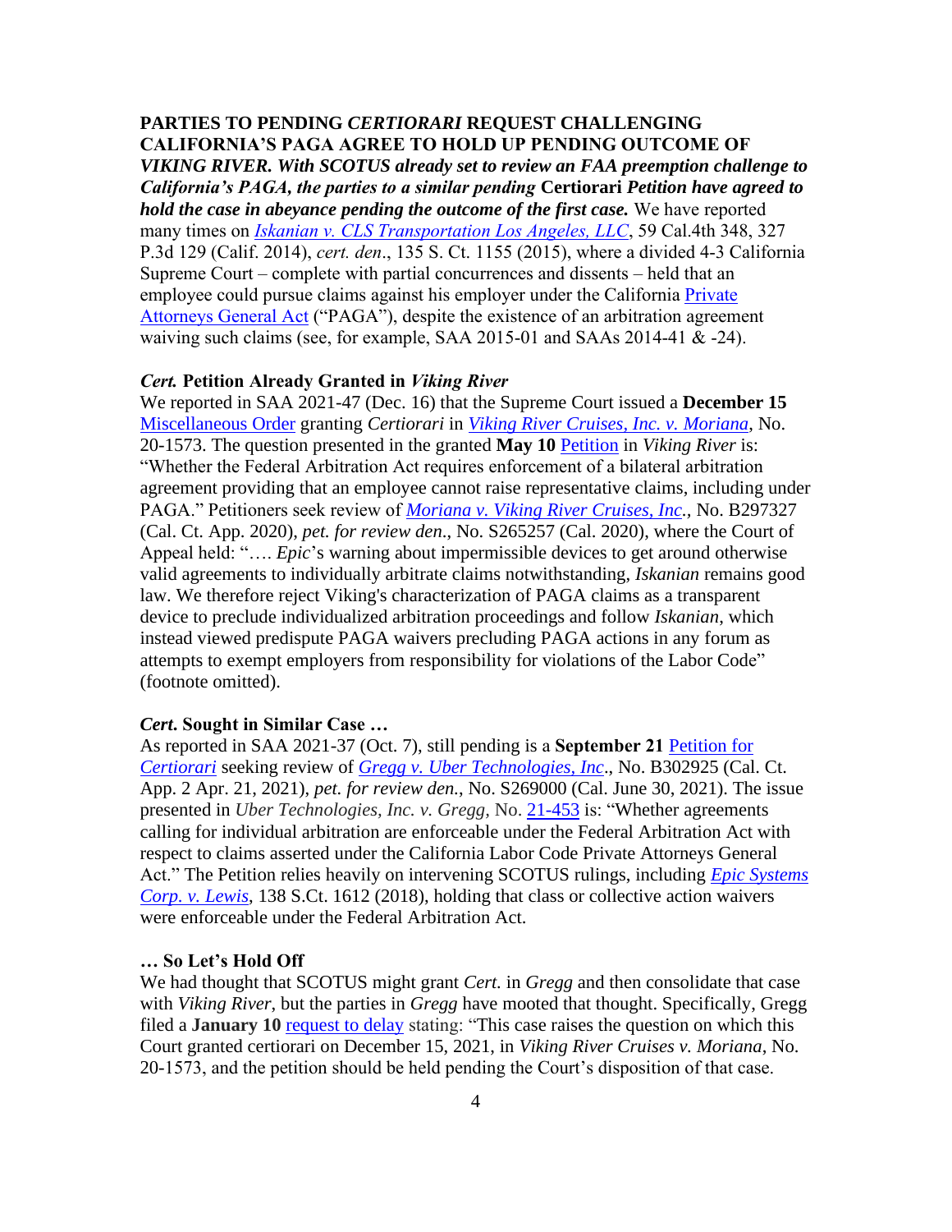**PARTIES TO PENDING *CERTIORARI* REQUEST CHALLENGING CALIFORNIA'S PAGA AGREE TO HOLD UP PENDING OUTCOME OF *VIKING RIVER*. *With SCOTUS already set to review an FAA preemption challenge to California's PAGA, the parties to a similar pending* Certiorari *Petition have agreed to hold the case in abeyance pending the outcome of the first case.*** We have reported many times on *Iskanian v. CLS Transportation Los Angeles, LLC*, 59 Cal.4th 348, 327 P.3d 129 (Calif. 2014), *cert. den*., 135 S. Ct. 1155 (2015), where a divided 4-3 California Supreme Court – complete with partial concurrences and dissents – held that an employee could pursue claims against his employer under the California Private Attorneys General Act ("PAGA"), despite the existence of an arbitration agreement waiving such claims (see, for example, SAA 2015-01 and SAAs 2014-41 & -24).

***Cert.* Petition Already Granted in *Viking River***

We reported in SAA 2021-47 (Dec. 16) that the Supreme Court issued a **December 15** Miscellaneous Order granting *Certiorari* in *Viking River Cruises, Inc. v. Moriana*, No. 20-1573. The question presented in the granted **May 10** Petition in *Viking River* is: "Whether the Federal Arbitration Act requires enforcement of a bilateral arbitration agreement providing that an employee cannot raise representative claims, including under PAGA." Petitioners seek review of *Moriana v. Viking River Cruises, Inc.*, No. B297327 (Cal. Ct. App. 2020), *pet. for review den*., No. S265257 (Cal. 2020), where the Court of Appeal held: "…. *Epic*'s warning about impermissible devices to get around otherwise valid agreements to individually arbitrate claims notwithstanding, *Iskanian* remains good law. We therefore reject Viking's characterization of PAGA claims as a transparent device to preclude individualized arbitration proceedings and follow *Iskanian*, which instead viewed predispute PAGA waivers precluding PAGA actions in any forum as attempts to exempt employers from responsibility for violations of the Labor Code" (footnote omitted).

***Cert.* Sought in Similar Case …**

As reported in SAA 2021-37 (Oct. 7), still pending is a **September 21** Petition for *Certiorari* seeking review of *Gregg v. Uber Technologies, Inc*., No. B302925 (Cal. Ct. App. 2 Apr. 21, 2021), *pet. for review den.*, No. S269000 (Cal. June 30, 2021). The issue presented in *Uber Technologies, Inc. v. Gregg*, No. 21-453 is: "Whether agreements calling for individual arbitration are enforceable under the Federal Arbitration Act with respect to claims asserted under the California Labor Code Private Attorneys General Act." The Petition relies heavily on intervening SCOTUS rulings, including *Epic Systems Corp. v. Lewis*, 138 S.Ct. 1612 (2018), holding that class or collective action waivers were enforceable under the Federal Arbitration Act.

**… So Let's Hold Off**

We had thought that SCOTUS might grant *Cert.* in *Gregg* and then consolidate that case with *Viking River*, but the parties in *Gregg* have mooted that thought. Specifically, Gregg filed a **January 10** request to delay stating: "This case raises the question on which this Court granted certiorari on December 15, 2021, in *Viking River Cruises v. Moriana*, No. 20-1573, and the petition should be held pending the Court's disposition of that case.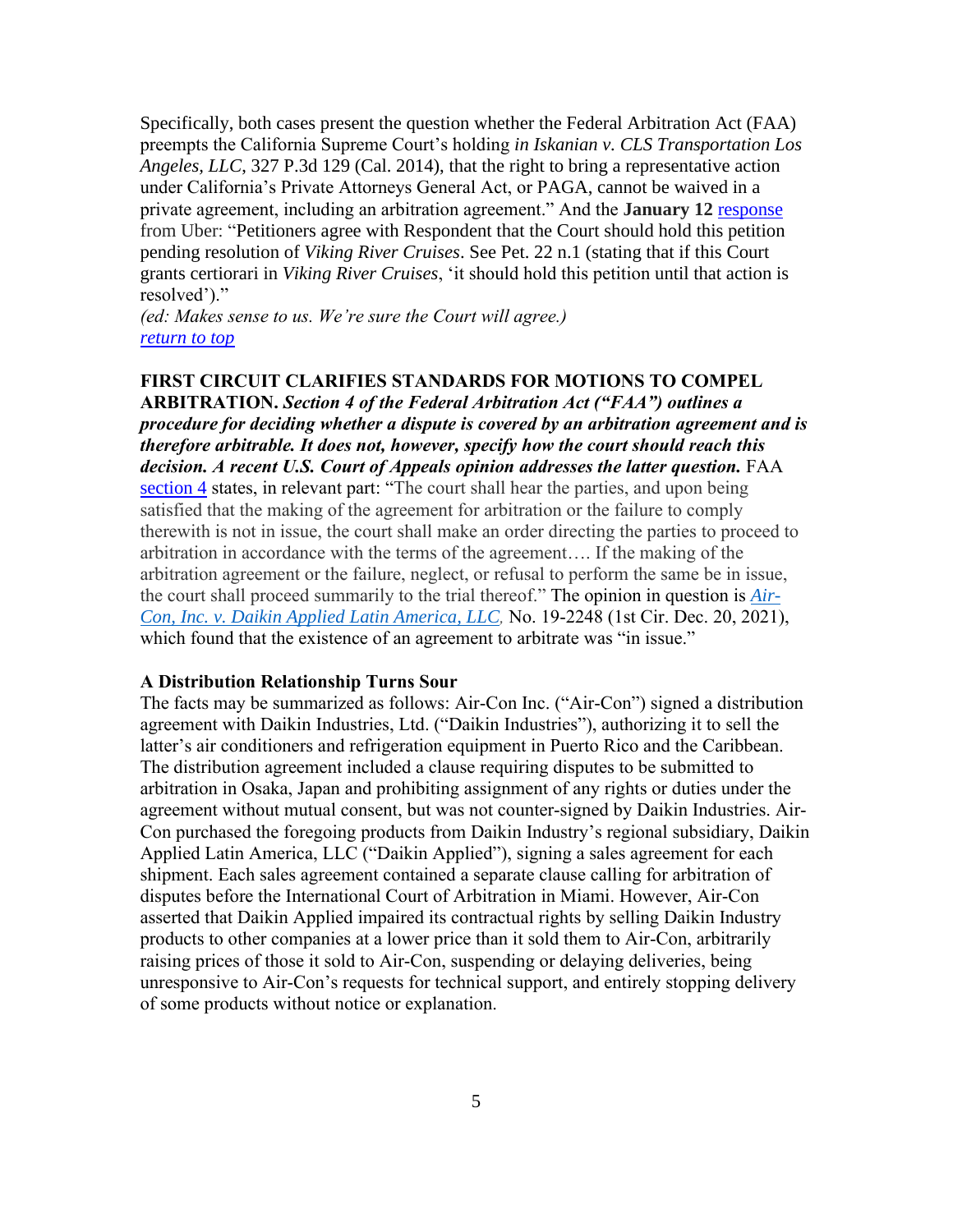Specifically, both cases present the question whether the Federal Arbitration Act (FAA) preempts the California Supreme Court's holding *in Iskanian v. CLS Transportation Los Angeles, LLC*, 327 P.3d 129 (Cal. 2014), that the right to bring a representative action under California's Private Attorneys General Act, or PAGA, cannot be waived in a private agreement, including an arbitration agreement." And the **January 12** response from Uber: "Petitioners agree with Respondent that the Court should hold this petition pending resolution of *Viking River Cruises*. See Pet. 22 n.1 (stating that if this Court grants certiorari in *Viking River Cruises*, 'it should hold this petition until that action is resolved')."

*(ed: Makes sense to us. We're sure the Court will agree.)*

*return to top*

**FIRST CIRCUIT CLARIFIES STANDARDS FOR MOTIONS TO COMPEL ARBITRATION.** ***Section 4 of the Federal Arbitration Act ("FAA") outlines a procedure for deciding whether a dispute is covered by an arbitration agreement and is therefore arbitrable. It does not, however, specify how the court should reach this decision. A recent U.S. Court of Appeals opinion addresses the latter question.*** FAA section 4 states, in relevant part: "The court shall hear the parties, and upon being satisfied that the making of the agreement for arbitration or the failure to comply therewith is not in issue, the court shall make an order directing the parties to proceed to arbitration in accordance with the terms of the agreement…. If the making of the arbitration agreement or the failure, neglect, or refusal to perform the same be in issue, the court shall proceed summarily to the trial thereof." The opinion in question is *Air-Con, Inc. v. Daikin Applied Latin America, LLC,* No. 19-2248 (1st Cir. Dec. 20, 2021), which found that the existence of an agreement to arbitrate was "in issue."

**A Distribution Relationship Turns Sour**

The facts may be summarized as follows: Air-Con Inc. ("Air-Con") signed a distribution agreement with Daikin Industries, Ltd. ("Daikin Industries"), authorizing it to sell the latter's air conditioners and refrigeration equipment in Puerto Rico and the Caribbean. The distribution agreement included a clause requiring disputes to be submitted to arbitration in Osaka, Japan and prohibiting assignment of any rights or duties under the agreement without mutual consent, but was not counter-signed by Daikin Industries. Air-Con purchased the foregoing products from Daikin Industry's regional subsidiary, Daikin Applied Latin America, LLC ("Daikin Applied"), signing a sales agreement for each shipment. Each sales agreement contained a separate clause calling for arbitration of disputes before the International Court of Arbitration in Miami. However, Air-Con asserted that Daikin Applied impaired its contractual rights by selling Daikin Industry products to other companies at a lower price than it sold them to Air-Con, arbitrarily raising prices of those it sold to Air-Con, suspending or delaying deliveries, being unresponsive to Air-Con's requests for technical support, and entirely stopping delivery of some products without notice or explanation.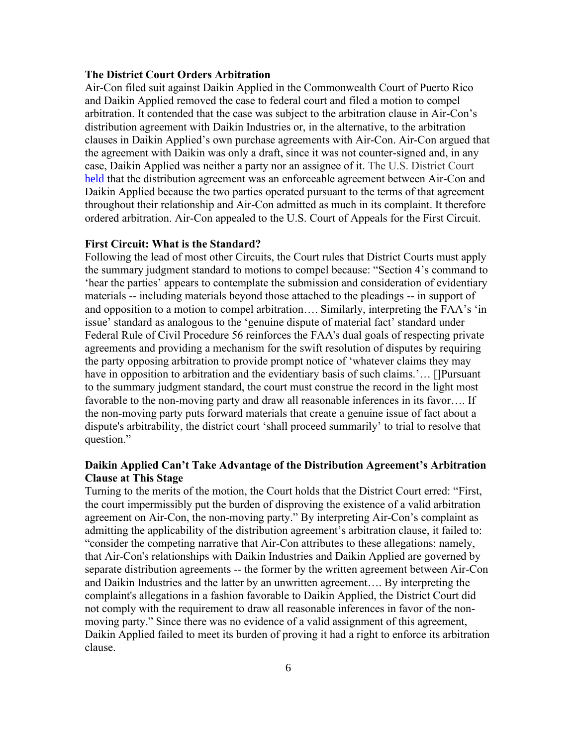**The District Court Orders Arbitration**

Air-Con filed suit against Daikin Applied in the Commonwealth Court of Puerto Rico and Daikin Applied removed the case to federal court and filed a motion to compel arbitration. It contended that the case was subject to the arbitration clause in Air-Con's distribution agreement with Daikin Industries or, in the alternative, to the arbitration clauses in Daikin Applied's own purchase agreements with Air-Con. Air-Con argued that the agreement with Daikin was only a draft, since it was not counter-signed and, in any case, Daikin Applied was neither a party nor an assignee of it. The U.S. District Court held that the distribution agreement was an enforceable agreement between Air-Con and Daikin Applied because the two parties operated pursuant to the terms of that agreement throughout their relationship and Air-Con admitted as much in its complaint. It therefore ordered arbitration. Air-Con appealed to the U.S. Court of Appeals for the First Circuit.

**First Circuit: What is the Standard?**

Following the lead of most other Circuits, the Court rules that District Courts must apply the summary judgment standard to motions to compel because: "Section 4's command to 'hear the parties' appears to contemplate the submission and consideration of evidentiary materials -- including materials beyond those attached to the pleadings -- in support of and opposition to a motion to compel arbitration…. Similarly, interpreting the FAA's 'in issue' standard as analogous to the 'genuine dispute of material fact' standard under Federal Rule of Civil Procedure 56 reinforces the FAA's dual goals of respecting private agreements and providing a mechanism for the swift resolution of disputes by requiring the party opposing arbitration to provide prompt notice of 'whatever claims they may have in opposition to arbitration and the evidentiary basis of such claims.'… []Pursuant to the summary judgment standard, the court must construe the record in the light most favorable to the non-moving party and draw all reasonable inferences in its favor…. If the non-moving party puts forward materials that create a genuine issue of fact about a dispute's arbitrability, the district court 'shall proceed summarily' to trial to resolve that question."

**Daikin Applied Can't Take Advantage of the Distribution Agreement's Arbitration Clause at This Stage**

Turning to the merits of the motion, the Court holds that the District Court erred: "First, the court impermissibly put the burden of disproving the existence of a valid arbitration agreement on Air-Con, the non-moving party." By interpreting Air-Con's complaint as admitting the applicability of the distribution agreement's arbitration clause, it failed to: "consider the competing narrative that Air-Con attributes to these allegations: namely, that Air-Con's relationships with Daikin Industries and Daikin Applied are governed by separate distribution agreements -- the former by the written agreement between Air-Con and Daikin Industries and the latter by an unwritten agreement…. By interpreting the complaint's allegations in a fashion favorable to Daikin Applied, the District Court did not comply with the requirement to draw all reasonable inferences in favor of the non-moving party." Since there was no evidence of a valid assignment of this agreement, Daikin Applied failed to meet its burden of proving it had a right to enforce its arbitration clause.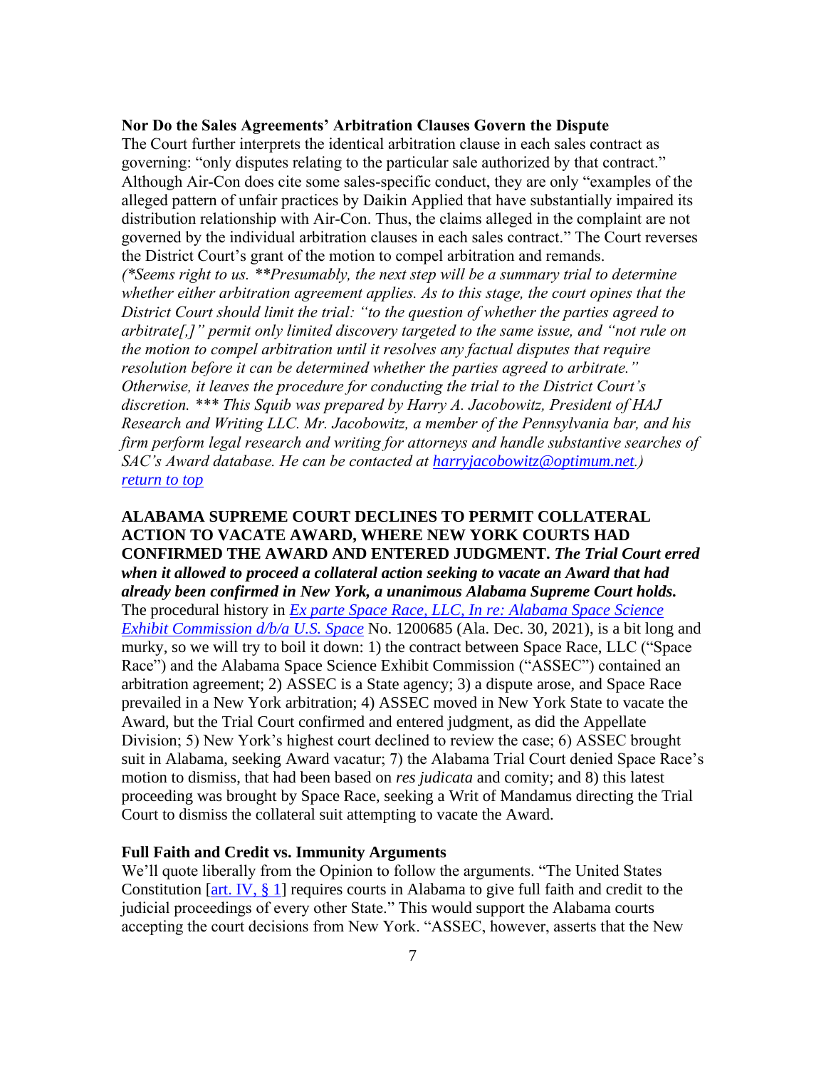**Nor Do the Sales Agreements' Arbitration Clauses Govern the Dispute**

The Court further interprets the identical arbitration clause in each sales contract as governing: "only disputes relating to the particular sale authorized by that contract." Although Air-Con does cite some sales-specific conduct, they are only "examples of the alleged pattern of unfair practices by Daikin Applied that have substantially impaired its distribution relationship with Air-Con. Thus, the claims alleged in the complaint are not governed by the individual arbitration clauses in each sales contract." The Court reverses the District Court's grant of the motion to compel arbitration and remands.
*(\*Seems right to us. \*\*Presumably, the next step will be a summary trial to determine whether either arbitration agreement applies. As to this stage, the court opines that the District Court should limit the trial: "to the question of whether the parties agreed to arbitrate[,]" permit only limited discovery targeted to the same issue, and "not rule on the motion to compel arbitration until it resolves any factual disputes that require resolution before it can be determined whether the parties agreed to arbitrate." Otherwise, it leaves the procedure for conducting the trial to the District Court's discretion. \*\*\* This Squib was prepared by Harry A. Jacobowitz, President of HAJ Research and Writing LLC. Mr. Jacobowitz, a member of the Pennsylvania bar, and his firm perform legal research and writing for attorneys and handle substantive searches of SAC's Award database. He can be contacted at [harryjacobowitz@optimum.net](mailto:harryjacobowitz@optimum.net).)*
[return to top]

**ALABAMA SUPREME COURT DECLINES TO PERMIT COLLATERAL ACTION TO VACATE AWARD, WHERE NEW YORK COURTS HAD CONFIRMED THE AWARD AND ENTERED JUDGMENT.** ***The Trial Court erred when it allowed to proceed a collateral action seeking to vacate an Award that had already been confirmed in New York, a unanimous Alabama Supreme Court holds.*** The procedural history in *Ex parte Space Race, LLC, In re: Alabama Space Science Exhibit Commission d/b/a U.S. Space* No. 1200685 (Ala. Dec. 30, 2021), is a bit long and murky, so we will try to boil it down: 1) the contract between Space Race, LLC ("Space Race") and the Alabama Space Science Exhibit Commission ("ASSEC") contained an arbitration agreement; 2) ASSEC is a State agency; 3) a dispute arose, and Space Race prevailed in a New York arbitration; 4) ASSEC moved in New York State to vacate the Award, but the Trial Court confirmed and entered judgment, as did the Appellate Division; 5) New York's highest court declined to review the case; 6) ASSEC brought suit in Alabama, seeking Award vacatur; 7) the Alabama Trial Court denied Space Race's motion to dismiss, that had been based on *res judicata* and comity; and 8) this latest proceeding was brought by Space Race, seeking a Writ of Mandamus directing the Trial Court to dismiss the collateral suit attempting to vacate the Award.

**Full Faith and Credit vs. Immunity Arguments**

We'll quote liberally from the Opinion to follow the arguments. "The United States Constitution [art. IV, § 1] requires courts in Alabama to give full faith and credit to the judicial proceedings of every other State." This would support the Alabama courts accepting the court decisions from New York. "ASSEC, however, asserts that the New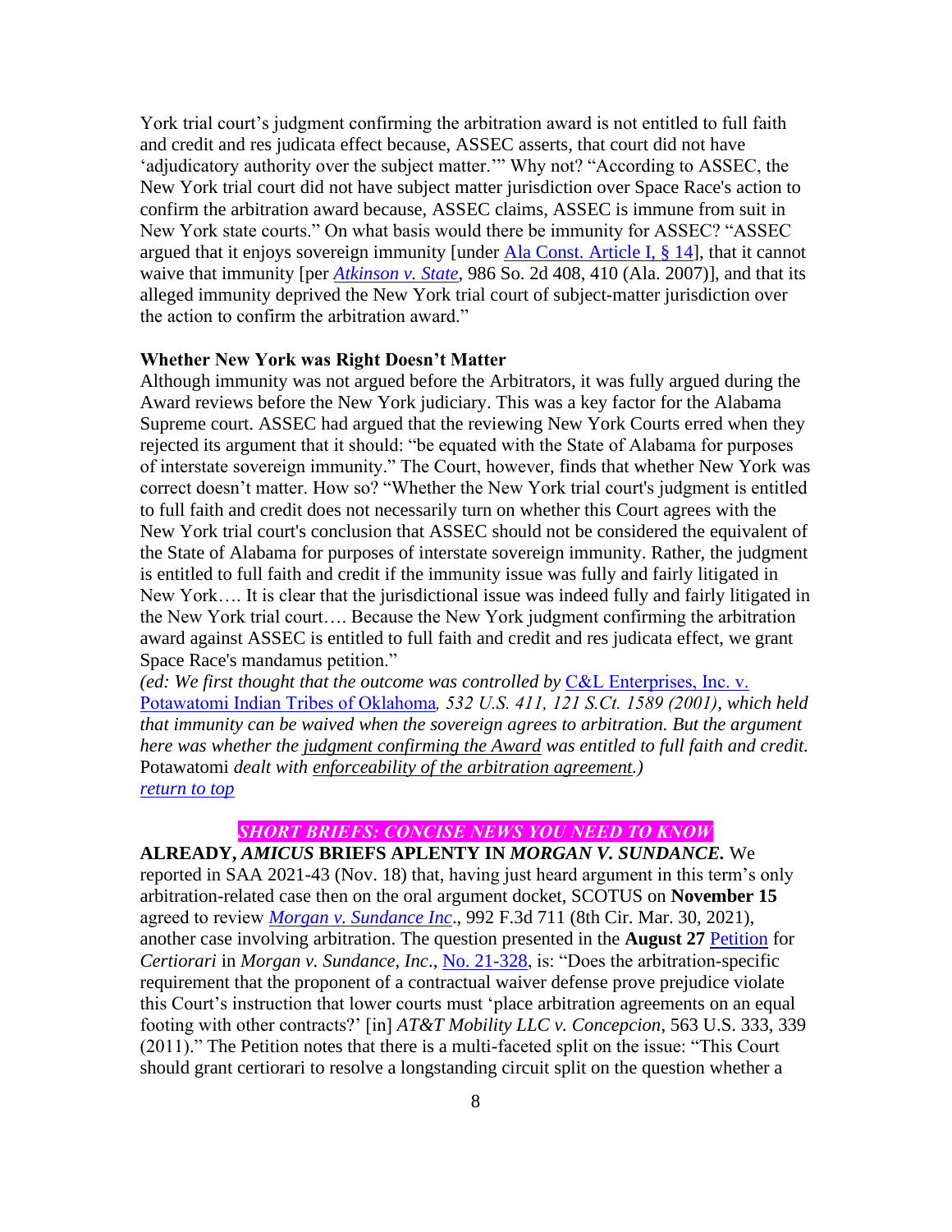York trial court's judgment confirming the arbitration award is not entitled to full faith and credit and res judicata effect because, ASSEC asserts, that court did not have 'adjudicatory authority over the subject matter.'" Why not? "According to ASSEC, the New York trial court did not have subject matter jurisdiction over Space Race's action to confirm the arbitration award because, ASSEC claims, ASSEC is immune from suit in New York state courts." On what basis would there be immunity for ASSEC? "ASSEC argued that it enjoys sovereign immunity [under Ala Const. Article I, § 14], that it cannot waive that immunity [per *Atkinson v. State*, 986 So. 2d 408, 410 (Ala. 2007)], and that its alleged immunity deprived the New York trial court of subject-matter jurisdiction over the action to confirm the arbitration award."

**Whether New York was Right Doesn't Matter**

Although immunity was not argued before the Arbitrators, it was fully argued during the Award reviews before the New York judiciary. This was a key factor for the Alabama Supreme court. ASSEC had argued that the reviewing New York Courts erred when they rejected its argument that it should: "be equated with the State of Alabama for purposes of interstate sovereign immunity." The Court, however, finds that whether New York was correct doesn't matter. How so? "Whether the New York trial court's judgment is entitled to full faith and credit does not necessarily turn on whether this Court agrees with the New York trial court's conclusion that ASSEC should not be considered the equivalent of the State of Alabama for purposes of interstate sovereign immunity. Rather, the judgment is entitled to full faith and credit if the immunity issue was fully and fairly litigated in New York…. It is clear that the jurisdictional issue was indeed fully and fairly litigated in the New York trial court…. Because the New York judgment confirming the arbitration award against ASSEC is entitled to full faith and credit and res judicata effect, we grant Space Race's mandamus petition."

*(ed: We first thought that the outcome was controlled by* C&L Enterprises, Inc. v. Potawatomi Indian Tribes of Oklahoma*, 532 U.S. 411, 121 S.Ct. 1589 (2001), which held that immunity can be waived when the sovereign agrees to arbitration. But the argument here was whether the judgment confirming the Award was entitled to full faith and credit.* Potawatomi *dealt with enforceability of the arbitration agreement.)*

*return to top*

***SHORT BRIEFS: CONCISE NEWS YOU NEED TO KNOW***

**ALREADY, *AMICUS* BRIEFS APLENTY IN *MORGAN V. SUNDANCE*.** We reported in SAA 2021-43 (Nov. 18) that, having just heard argument in this term's only arbitration-related case then on the oral argument docket, SCOTUS on **November 15** agreed to review *Morgan v. Sundance Inc*., 992 F.3d 711 (8th Cir. Mar. 30, 2021), another case involving arbitration. The question presented in the **August 27** Petition for *Certiorari* in *Morgan v. Sundance, Inc*., No. 21-328, is: "Does the arbitration-specific requirement that the proponent of a contractual waiver defense prove prejudice violate this Court's instruction that lower courts must 'place arbitration agreements on an equal footing with other contracts?' [in] *AT&T Mobility LLC v. Concepcion*, 563 U.S. 333, 339 (2011)." The Petition notes that there is a multi-faceted split on the issue: "This Court should grant certiorari to resolve a longstanding circuit split on the question whether a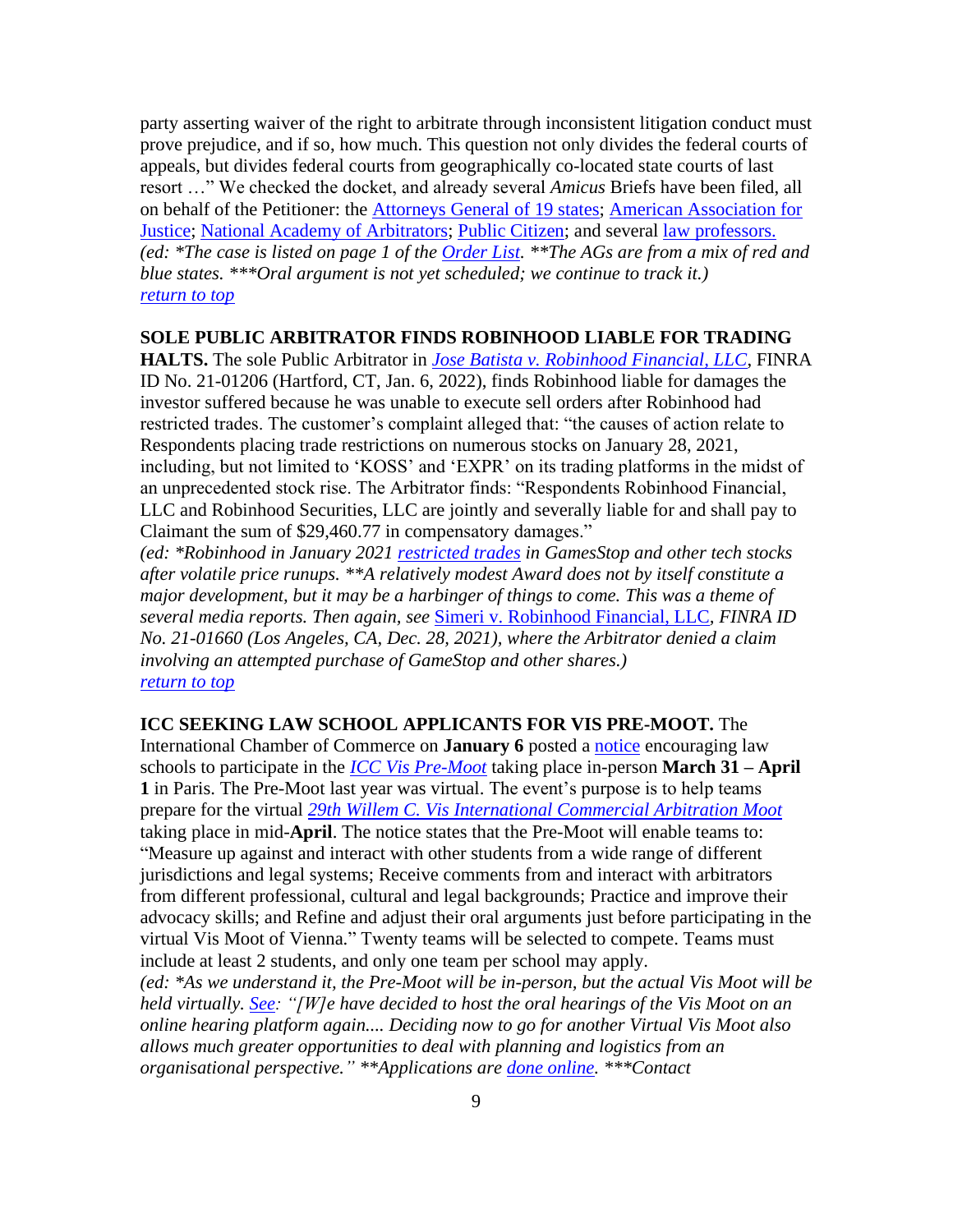party asserting waiver of the right to arbitrate through inconsistent litigation conduct must prove prejudice, and if so, how much. This question not only divides the federal courts of appeals, but divides federal courts from geographically co-located state courts of last resort …" We checked the docket, and already several *Amicus* Briefs have been filed, all on behalf of the Petitioner: the Attorneys General of 19 states; American Association for Justice; National Academy of Arbitrators; Public Citizen; and several law professors. *(ed: *The case is listed on page 1 of the Order List. **The AGs are from a mix of red and blue states. ***Oral argument is not yet scheduled; we continue to track it.)*
*return to top*

**SOLE PUBLIC ARBITRATOR FINDS ROBINHOOD LIABLE FOR TRADING HALTS.** The sole Public Arbitrator in *Jose Batista v. Robinhood Financial, LLC*, FINRA ID No. 21-01206 (Hartford, CT, Jan. 6, 2022), finds Robinhood liable for damages the investor suffered because he was unable to execute sell orders after Robinhood had restricted trades. The customer's complaint alleged that: "the causes of action relate to Respondents placing trade restrictions on numerous stocks on January 28, 2021, including, but not limited to 'KOSS' and 'EXPR' on its trading platforms in the midst of an unprecedented stock rise. The Arbitrator finds: "Respondents Robinhood Financial, LLC and Robinhood Securities, LLC are jointly and severally liable for and shall pay to Claimant the sum of $29,460.77 in compensatory damages."
*(ed: *Robinhood in January 2021 restricted trades in GamesStop and other tech stocks after volatile price runups. **A relatively modest Award does not by itself constitute a major development, but it may be a harbinger of things to come. This was a theme of several media reports. Then again, see* Simeri v. Robinhood Financial, LLC*, FINRA ID No. 21-01660 (Los Angeles, CA, Dec. 28, 2021), where the Arbitrator denied a claim involving an attempted purchase of GameStop and other shares.)*
*return to top*

**ICC SEEKING LAW SCHOOL APPLICANTS FOR VIS PRE-MOOT.** The International Chamber of Commerce on **January 6** posted a notice encouraging law schools to participate in the *ICC Vis Pre-Moot* taking place in-person **March 31 – April 1** in Paris. The Pre-Moot last year was virtual. The event's purpose is to help teams prepare for the virtual *29th Willem C. Vis International Commercial Arbitration Moot* taking place in mid-**April**. The notice states that the Pre-Moot will enable teams to: "Measure up against and interact with other students from a wide range of different jurisdictions and legal systems; Receive comments from and interact with arbitrators from different professional, cultural and legal backgrounds; Practice and improve their advocacy skills; and Refine and adjust their oral arguments just before participating in the virtual Vis Moot of Vienna." Twenty teams will be selected to compete. Teams must include at least 2 students, and only one team per school may apply.
*(ed: *As we understand it, the Pre-Moot will be in-person, but the actual Vis Moot will be held virtually. See: "[W]e have decided to host the oral hearings of the Vis Moot on an online hearing platform again.... Deciding now to go for another Virtual Vis Moot also allows much greater opportunities to deal with planning and logistics from an organisational perspective." **Applications are done online. ***Contact*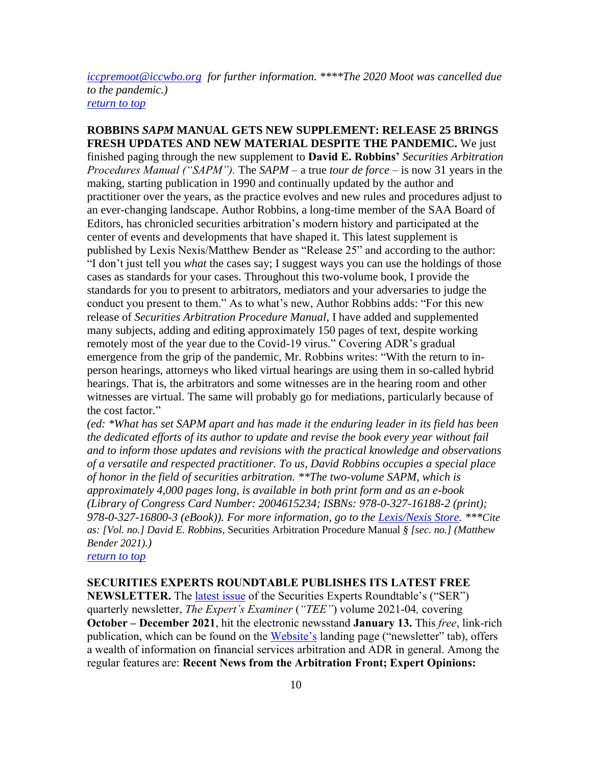*iccpremoot@iccwbo.org for further information. ****The 2020 Moot was cancelled due to the pandemic.)*
*return to top*

**ROBBINS *SAPM* MANUAL GETS NEW SUPPLEMENT: RELEASE 25 BRINGS FRESH UPDATES AND NEW MATERIAL DESPITE THE PANDEMIC.** We just finished paging through the new supplement to **David E. Robbins'** *Securities Arbitration Procedures Manual ("SAPM").* The *SAPM* – a true *tour de force* – is now 31 years in the making, starting publication in 1990 and continually updated by the author and practitioner over the years, as the practice evolves and new rules and procedures adjust to an ever-changing landscape. Author Robbins, a long-time member of the SAA Board of Editors, has chronicled securities arbitration's modern history and participated at the center of events and developments that have shaped it. This latest supplement is published by Lexis Nexis/Matthew Bender as "Release 25" and according to the author: "I don't just tell you *what* the cases say; I suggest ways you can use the holdings of those cases as standards for your cases. Throughout this two-volume book, I provide the standards for you to present to arbitrators, mediators and your adversaries to judge the conduct you present to them." As to what's new, Author Robbins adds: "For this new release of *Securities Arbitration Procedure Manual*, I have added and supplemented many subjects, adding and editing approximately 150 pages of text, despite working remotely most of the year due to the Covid-19 virus." Covering ADR's gradual emergence from the grip of the pandemic, Mr. Robbins writes: "With the return to in-person hearings, attorneys who liked virtual hearings are using them in so-called hybrid hearings. That is, the arbitrators and some witnesses are in the hearing room and other witnesses are virtual. The same will probably go for mediations, particularly because of the cost factor."
*(ed: *What has set SAPM apart and has made it the enduring leader in its field has been the dedicated efforts of its author to update and revise the book every year without fail and to inform those updates and revisions with the practical knowledge and observations of a versatile and respected practitioner. To us, David Robbins occupies a special place of honor in the field of securities arbitration. **The two-volume SAPM, which is approximately 4,000 pages long, is available in both print form and as an e-book (Library of Congress Card Number: 2004615234; ISBNs: 978-0-327-16188-2 (print); 978-0-327-16800-3 (eBook)). For more information, go to the Lexis/Nexis Store. ***Cite as: [Vol. no.] David E. Robbins,* Securities Arbitration Procedure Manual *§ [sec. no.] (Matthew Bender 2021).)*
*return to top*

**SECURITIES EXPERTS ROUNDTABLE PUBLISHES ITS LATEST FREE NEWSLETTER.** The latest issue of the Securities Experts Roundtable's ("SER") quarterly newsletter, *The Expert's Examiner* (*"TEE"*) volume 2021-04*,* covering **October – December 2021**, hit the electronic newsstand **January 13.** This *free*, link-rich publication, which can be found on the Website's landing page ("newsletter" tab), offers a wealth of information on financial services arbitration and ADR in general. Among the regular features are: **Recent News from the Arbitration Front; Expert Opinions:**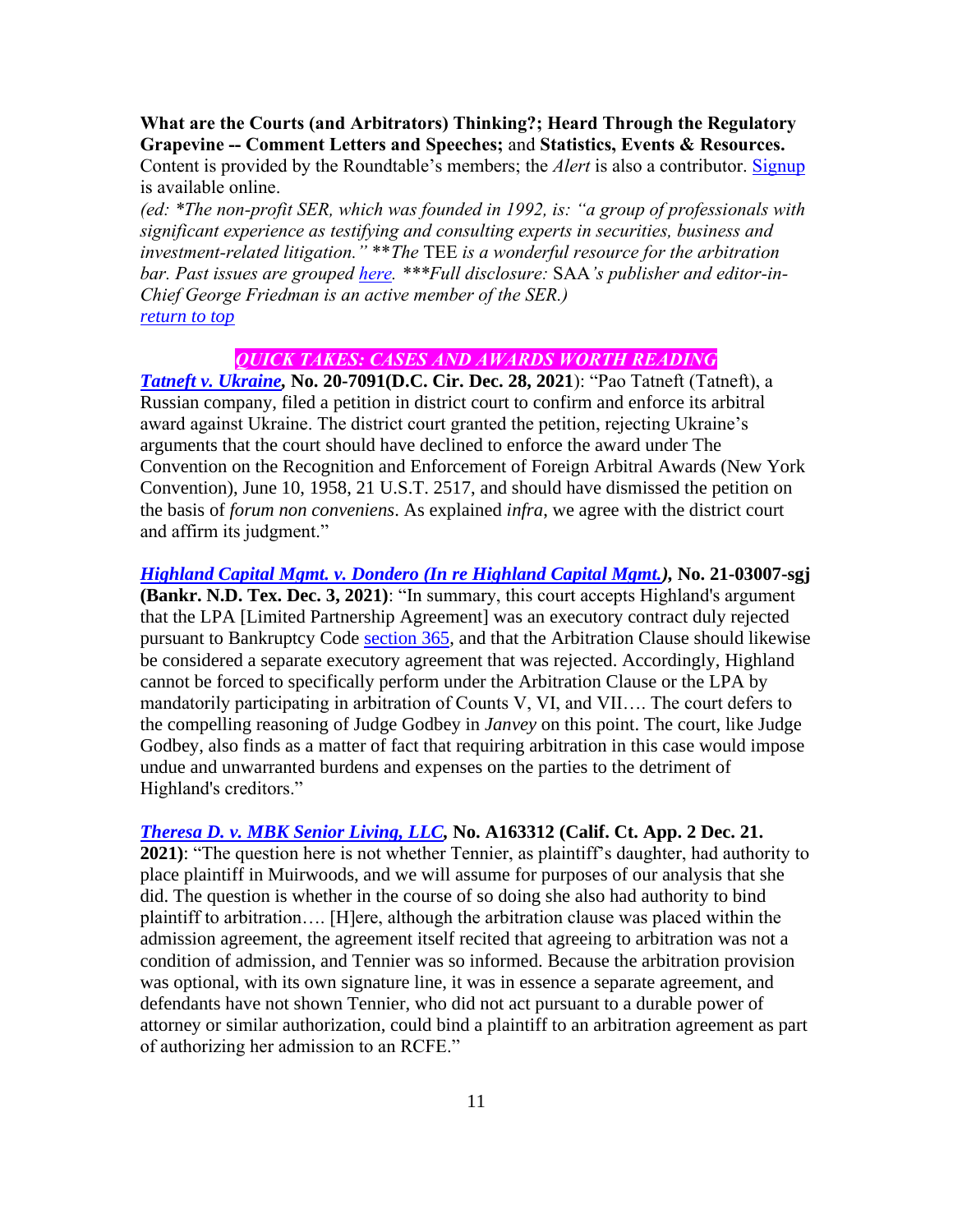**What are the Courts (and Arbitrators) Thinking?; Heard Through the Regulatory Grapevine -- Comment Letters and Speeches;** and **Statistics, Events & Resources.** Content is provided by the Roundtable's members; the *Alert* is also a contributor. [Signup](#) is available online.

*(ed: \*The non-profit SER, which was founded in 1992, is: "a group of professionals with significant experience as testifying and consulting experts in securities, business and investment-related litigation." \*\*The* TEE *is a wonderful resource for the arbitration bar. Past issues are grouped [here](#). \*\*\*Full disclosure:* SAA*'s publisher and editor-in-Chief George Friedman is an active member of the SER.)*
*[return to top](#)*

## *QUICK TAKES: CASES AND AWARDS WORTH READING*

***[Tatneft v. Ukraine](#),*** **No. 20-7091(D.C. Cir. Dec. 28, 2021)**: "Pao Tatneft (Tatneft), a Russian company, filed a petition in district court to confirm and enforce its arbitral award against Ukraine. The district court granted the petition, rejecting Ukraine's arguments that the court should have declined to enforce the award under The Convention on the Recognition and Enforcement of Foreign Arbitral Awards (New York Convention), June 10, 1958, 21 U.S.T. 2517, and should have dismissed the petition on the basis of *forum non conveniens*. As explained *infra*, we agree with the district court and affirm its judgment."

***[Highland Capital Mgmt. v. Dondero (In re Highland Capital Mgmt.)](#)*, No. 21-03007-sgj (Bankr. N.D. Tex. Dec. 3, 2021)**: "In summary, this court accepts Highland's argument that the LPA [Limited Partnership Agreement] was an executory contract duly rejected pursuant to Bankruptcy Code [section 365](#), and that the Arbitration Clause should likewise be considered a separate executory agreement that was rejected. Accordingly, Highland cannot be forced to specifically perform under the Arbitration Clause or the LPA by mandatorily participating in arbitration of Counts V, VI, and VII…. The court defers to the compelling reasoning of Judge Godbey in *Janvey* on this point. The court, like Judge Godbey, also finds as a matter of fact that requiring arbitration in this case would impose undue and unwarranted burdens and expenses on the parties to the detriment of Highland's creditors."

***[Theresa D. v. MBK Senior Living, LLC](#)*, No. A163312 (Calif. Ct. App. 2 Dec. 21. 2021)**: "The question here is not whether Tennier, as plaintiff's daughter, had authority to place plaintiff in Muirwoods, and we will assume for purposes of our analysis that she did. The question is whether in the course of so doing she also had authority to bind plaintiff to arbitration…. [H]ere, although the arbitration clause was placed within the admission agreement, the agreement itself recited that agreeing to arbitration was not a condition of admission, and Tennier was so informed. Because the arbitration provision was optional, with its own signature line, it was in essence a separate agreement, and defendants have not shown Tennier, who did not act pursuant to a durable power of attorney or similar authorization, could bind a plaintiff to an arbitration agreement as part of authorizing her admission to an RCFE."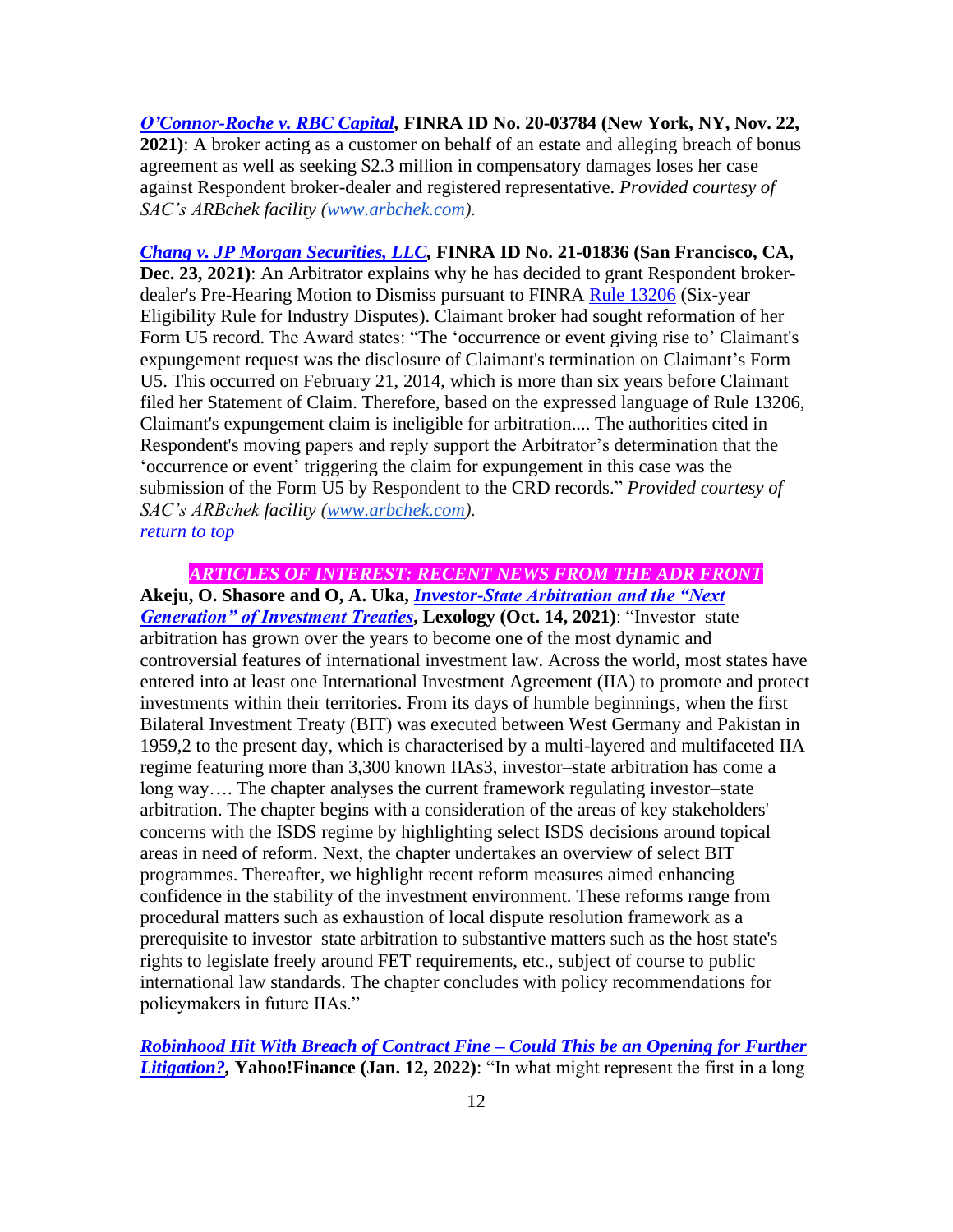***[O'Connor-Roche v. RBC Capital](#)*, FINRA ID No. 20-03784 (New York, NY, Nov. 22, 2021)**: A broker acting as a customer on behalf of an estate and alleging breach of bonus agreement as well as seeking $2.3 million in compensatory damages loses her case against Respondent broker-dealer and registered representative. *Provided courtesy of SAC's ARBchek facility ([www.arbchek.com](http://www.arbchek.com)).*

***[Chang v. JP Morgan Securities, LLC](#)*, FINRA ID No. 21-01836 (San Francisco, CA, Dec. 23, 2021)**: An Arbitrator explains why he has decided to grant Respondent broker-dealer's Pre-Hearing Motion to Dismiss pursuant to FINRA [Rule 13206](#) (Six-year Eligibility Rule for Industry Disputes). Claimant broker had sought reformation of her Form U5 record. The Award states: "The 'occurrence or event giving rise to' Claimant's expungement request was the disclosure of Claimant's termination on Claimant's Form U5. This occurred on February 21, 2014, which is more than six years before Claimant filed her Statement of Claim. Therefore, based on the expressed language of Rule 13206, Claimant's expungement claim is ineligible for arbitration.... The authorities cited in Respondent's moving papers and reply support the Arbitrator's determination that the 'occurrence or event' triggering the claim for expungement in this case was the submission of the Form U5 by Respondent to the CRD records." *Provided courtesy of SAC's ARBchek facility ([www.arbchek.com](http://www.arbchek.com)).*
[*return to top*](#)

## *ARTICLES OF INTEREST: RECENT NEWS FROM THE ADR FRONT*

**Akeju, O. Shasore and O, A. Uka, *[Investor-State Arbitration and the "Next Generation" of Investment Treaties](#)*, Lexology (Oct. 14, 2021)**: "Investor–state arbitration has grown over the years to become one of the most dynamic and controversial features of international investment law. Across the world, most states have entered into at least one International Investment Agreement (IIA) to promote and protect investments within their territories. From its days of humble beginnings, when the first Bilateral Investment Treaty (BIT) was executed between West Germany and Pakistan in 1959,2 to the present day, which is characterised by a multi-layered and multifaceted IIA regime featuring more than 3,300 known IIAs3, investor–state arbitration has come a long way…. The chapter analyses the current framework regulating investor–state arbitration. The chapter begins with a consideration of the areas of key stakeholders' concerns with the ISDS regime by highlighting select ISDS decisions around topical areas in need of reform. Next, the chapter undertakes an overview of select BIT programmes. Thereafter, we highlight recent reform measures aimed enhancing confidence in the stability of the investment environment. These reforms range from procedural matters such as exhaustion of local dispute resolution framework as a prerequisite to investor–state arbitration to substantive matters such as the host state's rights to legislate freely around FET requirements, etc., subject of course to public international law standards. The chapter concludes with policy recommendations for policymakers in future IIAs."

***[Robinhood Hit With Breach of Contract Fine – Could This be an Opening for Further Litigation?](#)*, Yahoo!Finance (Jan. 12, 2022)**: "In what might represent the first in a long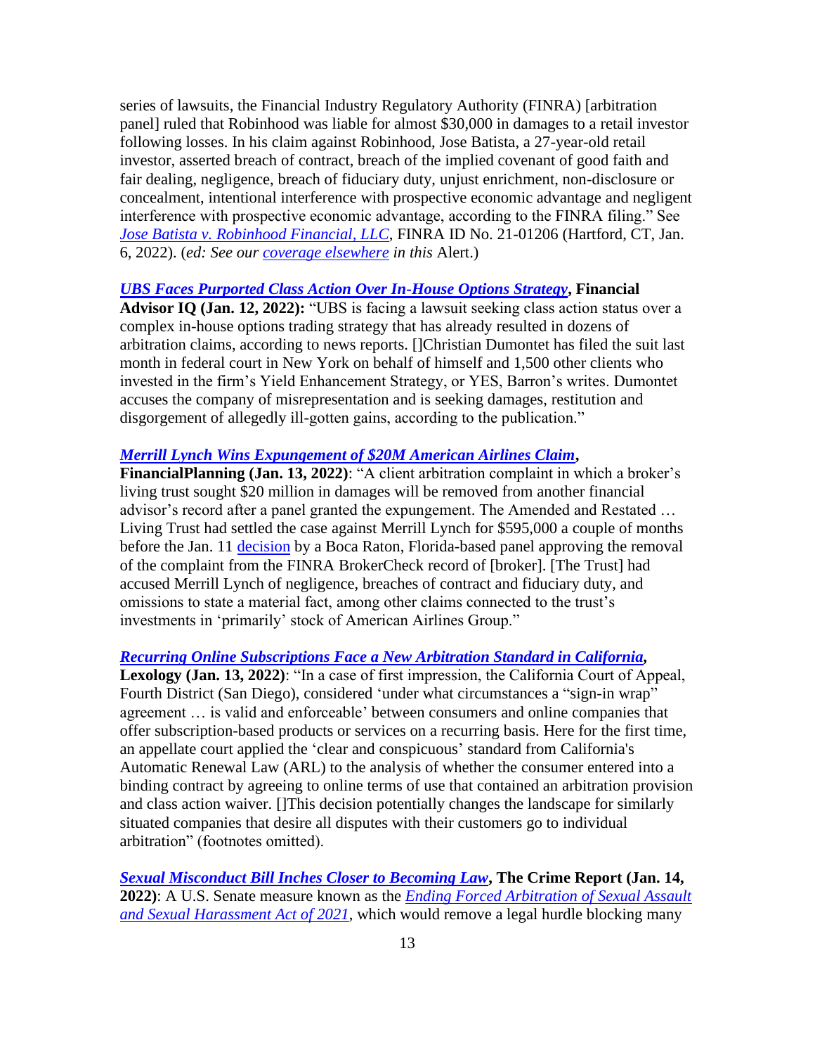series of lawsuits, the Financial Industry Regulatory Authority (FINRA) [arbitration panel] ruled that Robinhood was liable for almost $30,000 in damages to a retail investor following losses. In his claim against Robinhood, Jose Batista, a 27-year-old retail investor, asserted breach of contract, breach of the implied covenant of good faith and fair dealing, negligence, breach of fiduciary duty, unjust enrichment, non-disclosure or concealment, intentional interference with prospective economic advantage and negligent interference with prospective economic advantage, according to the FINRA filing." See *Jose Batista v. Robinhood Financial, LLC*, FINRA ID No. 21-01206 (Hartford, CT, Jan. 6, 2022). (*ed: See our coverage elsewhere in this* Alert.)

***UBS Faces Purported Class Action Over In-House Options Strategy*, Financial Advisor IQ (Jan. 12, 2022):** "UBS is facing a lawsuit seeking class action status over a complex in-house options trading strategy that has already resulted in dozens of arbitration claims, according to news reports. []Christian Dumontet has filed the suit last month in federal court in New York on behalf of himself and 1,500 other clients who invested in the firm's Yield Enhancement Strategy, or YES, Barron's writes. Dumontet accuses the company of misrepresentation and is seeking damages, restitution and disgorgement of allegedly ill-gotten gains, according to the publication."

***Merrill Lynch Wins Expungement of $20M American Airlines Claim*, FinancialPlanning (Jan. 13, 2022)**: "A client arbitration complaint in which a broker's living trust sought $20 million in damages to be removed from another financial advisor's record after a panel granted the expungement. The Amended and Restated … Living Trust had settled the case against Merrill Lynch for $595,000 a couple of months before the Jan. 11 decision by a Boca Raton, Florida-based panel approving the removal of the complaint from the FINRA BrokerCheck record of [broker]. [The Trust] had accused Merrill Lynch of negligence, breaches of contract and fiduciary duty, and omissions to state a material fact, among other claims connected to the trust's investments in 'primarily' stock of American Airlines Group."

***Recurring Online Subscriptions Face a New Arbitration Standard in California*, Lexology (Jan. 13, 2022)**: "In a case of first impression, the California Court of Appeal, Fourth District (San Diego), considered 'under what circumstances a "sign-in wrap" agreement … is valid and enforceable' between consumers and online companies that offer subscription-based products or services on a recurring basis. Here for the first time, an appellate court applied the 'clear and conspicuous' standard from California's Automatic Renewal Law (ARL) to the analysis of whether the consumer entered into a binding contract by agreeing to online terms of use that contained an arbitration provision and class action waiver. []This decision potentially changes the landscape for similarly situated companies that desire all disputes with their customers go to individual arbitration" (footnotes omitted).

***Sexual Misconduct Bill Inches Closer to Becoming Law*, The Crime Report (Jan. 14, 2022)**: A U.S. Senate measure known as the *Ending Forced Arbitration of Sexual Assault and Sexual Harassment Act of 2021*, which would remove a legal hurdle blocking many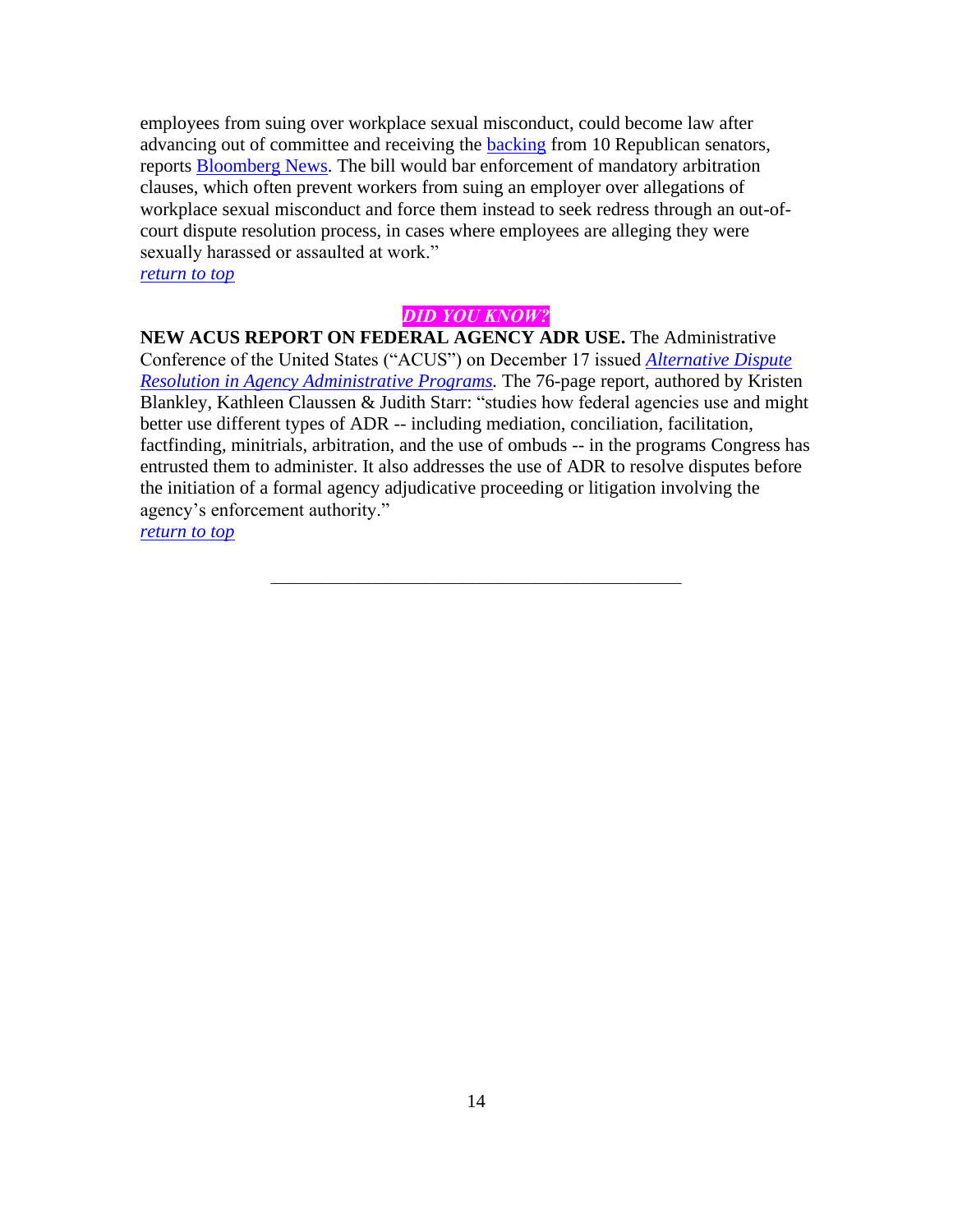employees from suing over workplace sexual misconduct, could become law after advancing out of committee and receiving the backing from 10 Republican senators, reports Bloomberg News. The bill would bar enforcement of mandatory arbitration clauses, which often prevent workers from suing an employer over allegations of workplace sexual misconduct and force them instead to seek redress through an out-of-court dispute resolution process, in cases where employees are alleging they were sexually harassed or assaulted at work."
*return to top*

***DID YOU KNOW?***

**NEW ACUS REPORT ON FEDERAL AGENCY ADR USE.** The Administrative Conference of the United States ("ACUS") on December 17 issued *Alternative Dispute Resolution in Agency Administrative Programs.* The 76-page report, authored by Kristen Blankley, Kathleen Claussen & Judith Starr: "studies how federal agencies use and might better use different types of ADR -- including mediation, conciliation, facilitation, factfinding, minitrials, arbitration, and the use of ombuds -- in the programs Congress has entrusted them to administer. It also addresses the use of ADR to resolve disputes before the initiation of a formal agency adjudicative proceeding or litigation involving the agency's enforcement authority."
*return to top*

---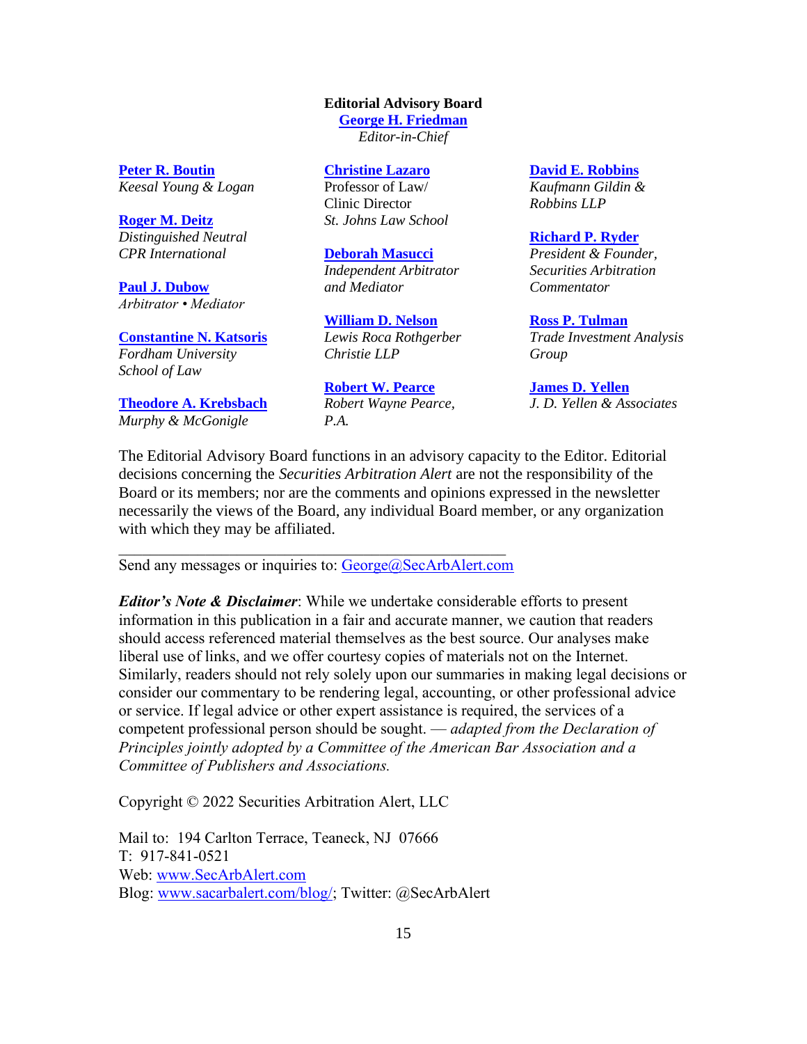**Editorial Advisory Board**

**George H. Friedman**
*Editor-in-Chief*

**Peter R. Boutin**
*Keesal Young & Logan*

**Roger M. Deitz**
*Distinguished Neutral*
*CPR International*

**Paul J. Dubow**
*Arbitrator • Mediator*

**Constantine N. Katsoris**
*Fordham University*
*School of Law*

**Theodore A. Krebsbach**
*Murphy & McGonigle*

**Christine Lazaro**
Professor of Law/
Clinic Director
*St. Johns Law School*

**Deborah Masucci**
*Independent Arbitrator*
*and Mediator*

**William D. Nelson**
*Lewis Roca Rothgerber*
*Christie LLP*

**Robert W. Pearce**
*Robert Wayne Pearce,*
*P.A.*

**David E. Robbins**
*Kaufmann Gildin &*
*Robbins LLP*

**Richard P. Ryder**
*President & Founder,*
*Securities Arbitration*
*Commentator*

**Ross P. Tulman**
*Trade Investment Analysis*
*Group*

**James D. Yellen**
*J. D. Yellen & Associates*

The Editorial Advisory Board functions in an advisory capacity to the Editor. Editorial decisions concerning the *Securities Arbitration Alert* are not the responsibility of the Board or its members; nor are the comments and opinions expressed in the newsletter necessarily the views of the Board, any individual Board member, or any organization with which they may be affiliated.

---

Send any messages or inquiries to: George@SecArbAlert.com

***Editor's Note & Disclaimer***: While we undertake considerable efforts to present information in this publication in a fair and accurate manner, we caution that readers should access referenced material themselves as the best source. Our analyses make liberal use of links, and we offer courtesy copies of materials not on the Internet. Similarly, readers should not rely solely upon our summaries in making legal decisions or consider our commentary to be rendering legal, accounting, or other professional advice or service. If legal advice or other expert assistance is required, the services of a competent professional person should be sought. — *adapted from the Declaration of Principles jointly adopted by a Committee of the American Bar Association and a Committee of Publishers and Associations.*

Copyright © 2022 Securities Arbitration Alert, LLC

Mail to: 194 Carlton Terrace, Teaneck, NJ 07666
T: 917-841-0521
Web: www.SecArbAlert.com
Blog: www.sacarbalert.com/blog/; Twitter: @SecArbAlert